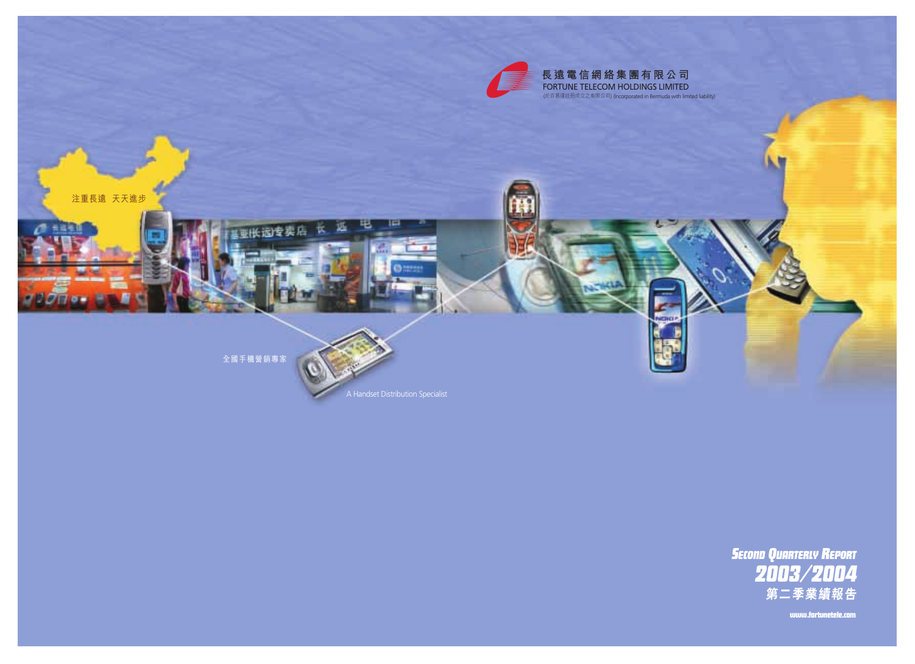長遠電信網絡集團有限公司
FORTUNE TELECOM HOLDINGS LIMITED
(於百慕達註冊成立之有限公司) (Incorporated in Bermuda with limited liability)

注重長遠 天天進步

全國手機營銷專家

A Handset Distribution Specialist

# Second Quarterly Report 2003/2004

# 第二季業績報告

www.fortunetele.com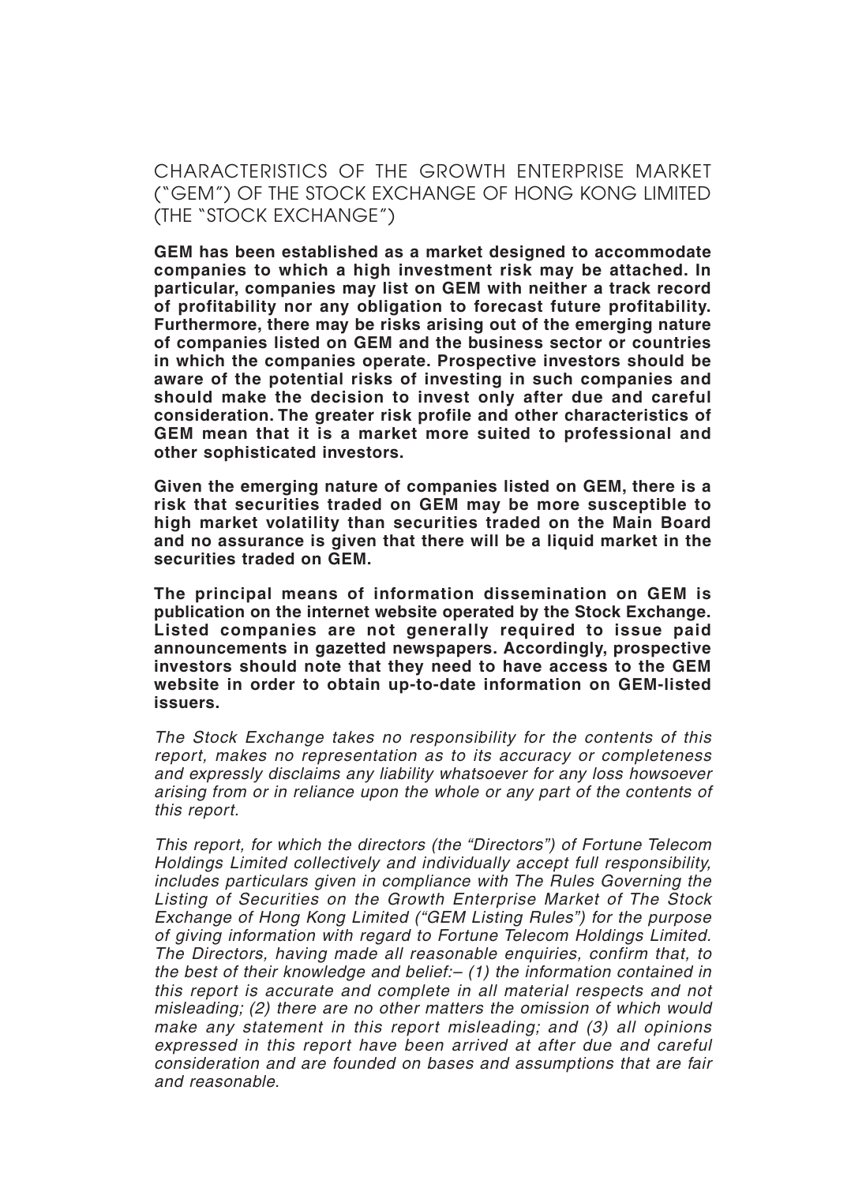# CHARACTERISTICS OF THE GROWTH ENTERPRISE MARKET ("GEM") OF THE STOCK EXCHANGE OF HONG KONG LIMITED (THE "STOCK EXCHANGE")

**GEM has been established as a market designed to accommodate companies to which a high investment risk may be attached. In particular, companies may list on GEM with neither a track record of profitability nor any obligation to forecast future profitability. Furthermore, there may be risks arising out of the emerging nature of companies listed on GEM and the business sector or countries in which the companies operate. Prospective investors should be aware of the potential risks of investing in such companies and should make the decision to invest only after due and careful consideration. The greater risk profile and other characteristics of GEM mean that it is a market more suited to professional and other sophisticated investors.**

**Given the emerging nature of companies listed on GEM, there is a risk that securities traded on GEM may be more susceptible to high market volatility than securities traded on the Main Board and no assurance is given that there will be a liquid market in the securities traded on GEM.**

**The principal means of information dissemination on GEM is publication on the internet website operated by the Stock Exchange. Listed companies are not generally required to issue paid announcements in gazetted newspapers. Accordingly, prospective investors should note that they need to have access to the GEM website in order to obtain up-to-date information on GEM-listed issuers.**

*The Stock Exchange takes no responsibility for the contents of this report, makes no representation as to its accuracy or completeness and expressly disclaims any liability whatsoever for any loss howsoever arising from or in reliance upon the whole or any part of the contents of this report.*

*This report, for which the directors (the "Directors") of Fortune Telecom Holdings Limited collectively and individually accept full responsibility, includes particulars given in compliance with The Rules Governing the Listing of Securities on the Growth Enterprise Market of The Stock Exchange of Hong Kong Limited ("GEM Listing Rules") for the purpose of giving information with regard to Fortune Telecom Holdings Limited. The Directors, having made all reasonable enquiries, confirm that, to the best of their knowledge and belief:– (1) the information contained in this report is accurate and complete in all material respects and not misleading; (2) there are no other matters the omission of which would make any statement in this report misleading; and (3) all opinions expressed in this report have been arrived at after due and careful consideration and are founded on bases and assumptions that are fair and reasonable.*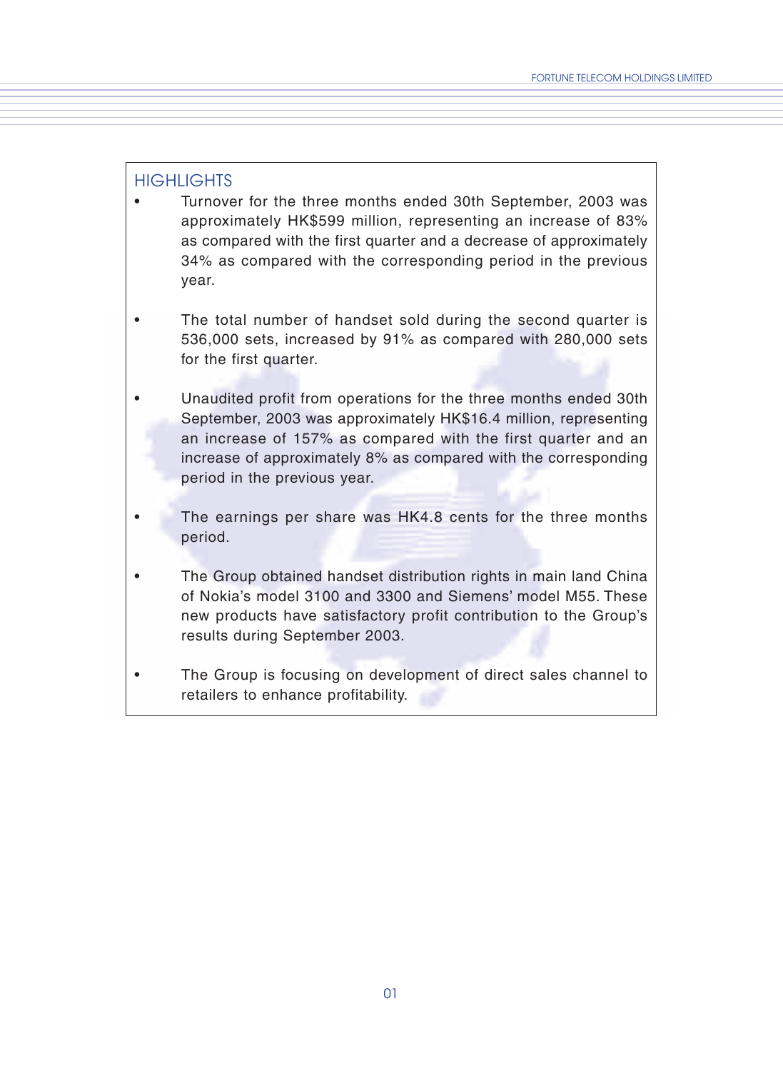## HIGHLIGHTS

- Turnover for the three months ended 30th September, 2003 was approximately HK$599 million, representing an increase of 83% as compared with the first quarter and a decrease of approximately 34% as compared with the corresponding period in the previous year.

- The total number of handset sold during the second quarter is 536,000 sets, increased by 91% as compared with 280,000 sets for the first quarter.

- Unaudited profit from operations for the three months ended 30th September, 2003 was approximately HK$16.4 million, representing an increase of 157% as compared with the first quarter and an increase of approximately 8% as compared with the corresponding period in the previous year.

- The earnings per share was HK4.8 cents for the three months period.

- The Group obtained handset distribution rights in main land China of Nokia's model 3100 and 3300 and Siemens' model M55. These new products have satisfactory profit contribution to the Group's results during September 2003.

- The Group is focusing on development of direct sales channel to retailers to enhance profitability.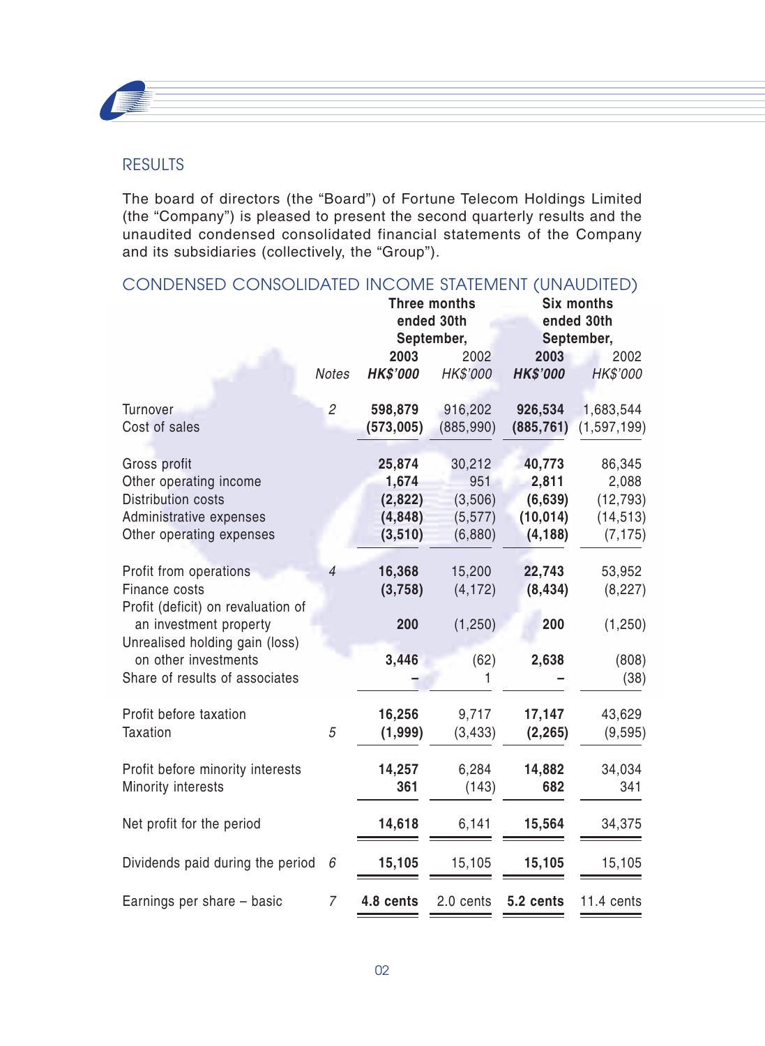## RESULTS

The board of directors (the "Board") of Fortune Telecom Holdings Limited (the "Company") is pleased to present the second quarterly results and the unaudited condensed consolidated financial statements of the Company and its subsidiaries (collectively, the "Group").

## CONDENSED CONSOLIDATED INCOME STATEMENT (UNAUDITED)

| | | Three months ended 30th September, | | Six months ended 30th September, | |
|---|---|---|---|---|---|
| | | **2003** | 2002 | **2003** | 2002 |
| | *Notes* | ***HK$'000*** | *HK$'000* | ***HK$'000*** | *HK$'000* |
| Turnover | *2* | **598,879** | 916,202 | **926,534** | 1,683,544 |
| Cost of sales | | **(573,005)** | (885,990) | **(885,761)** | (1,597,199) |
| Gross profit | | **25,874** | 30,212 | **40,773** | 86,345 |
| Other operating income | | **1,674** | 951 | **2,811** | 2,088 |
| Distribution costs | | **(2,822)** | (3,506) | **(6,639)** | (12,793) |
| Administrative expenses | | **(4,848)** | (5,577) | **(10,014)** | (14,513) |
| Other operating expenses | | **(3,510)** | (6,880) | **(4,188)** | (7,175) |
| Profit from operations | *4* | **16,368** | 15,200 | **22,743** | 53,952 |
| Finance costs | | **(3,758)** | (4,172) | **(8,434)** | (8,227) |
| Profit (deficit) on revaluation of an investment property | | **200** | (1,250) | **200** | (1,250) |
| Unrealised holding gain (loss) on other investments | | **3,446** | (62) | **2,638** | (808) |
| Share of results of associates | | **–** | 1 | **–** | (38) |
| Profit before taxation | | **16,256** | 9,717 | **17,147** | 43,629 |
| Taxation | *5* | **(1,999)** | (3,433) | **(2,265)** | (9,595) |
| Profit before minority interests | | **14,257** | 6,284 | **14,882** | 34,034 |
| Minority interests | | **361** | (143) | **682** | 341 |
| Net profit for the period | | **14,618** | 6,141 | **15,564** | 34,375 |
| Dividends paid during the period | *6* | **15,105** | 15,105 | **15,105** | 15,105 |
| Earnings per share – basic | *7* | **4.8 cents** | 2.0 cents | **5.2 cents** | 11.4 cents |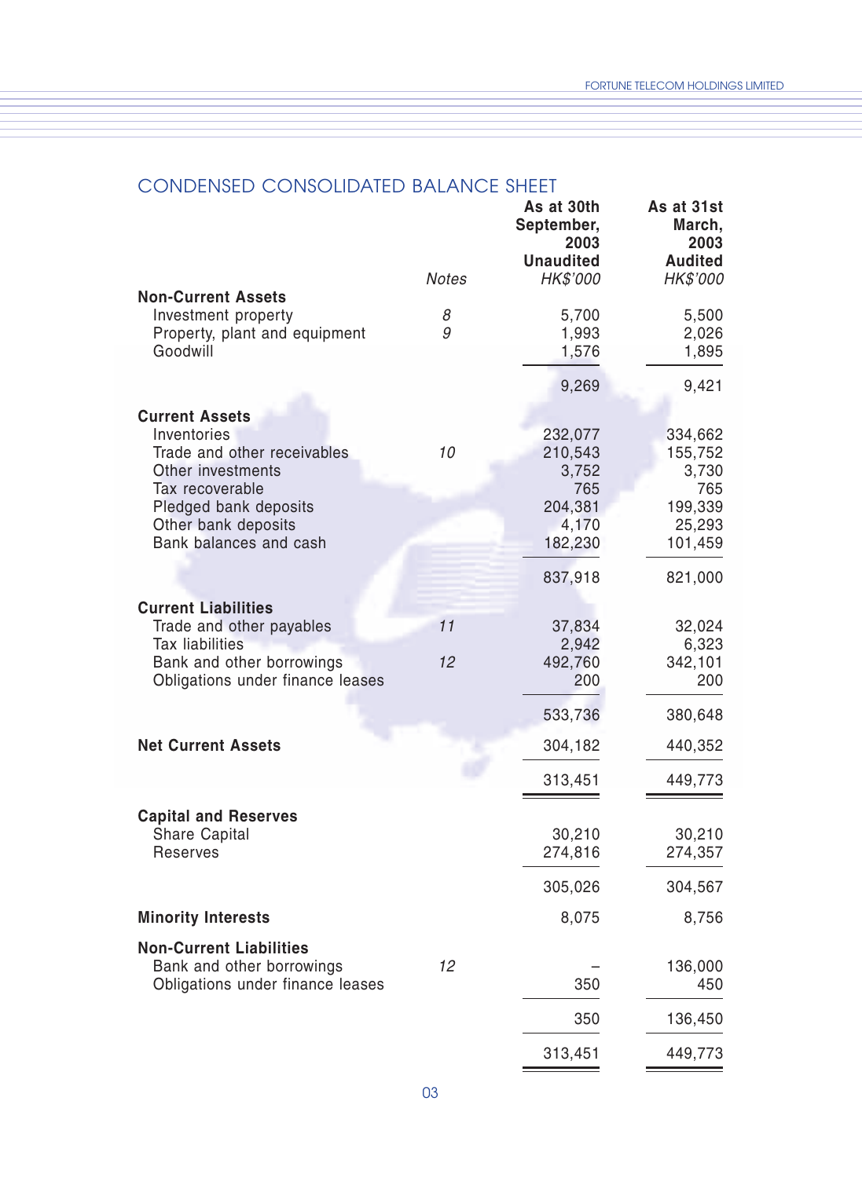## CONDENSED CONSOLIDATED BALANCE SHEET

| | Notes | As at 30th September, 2003 Unaudited HK$'000 | As at 31st March, 2003 Audited HK$'000 |
|---|---|---|---|
| **Non-Current Assets** | | | |
| Investment property | 8 | 5,700 | 5,500 |
| Property, plant and equipment | 9 | 1,993 | 2,026 |
| Goodwill | | 1,576 | 1,895 |
| | | 9,269 | 9,421 |
| **Current Assets** | | | |
| Inventories | | 232,077 | 334,662 |
| Trade and other receivables | 10 | 210,543 | 155,752 |
| Other investments | | 3,752 | 3,730 |
| Tax recoverable | | 765 | 765 |
| Pledged bank deposits | | 204,381 | 199,339 |
| Other bank deposits | | 4,170 | 25,293 |
| Bank balances and cash | | 182,230 | 101,459 |
| | | 837,918 | 821,000 |
| **Current Liabilities** | | | |
| Trade and other payables | 11 | 37,834 | 32,024 |
| Tax liabilities | | 2,942 | 6,323 |
| Bank and other borrowings | 12 | 492,760 | 342,101 |
| Obligations under finance leases | | 200 | 200 |
| | | 533,736 | 380,648 |
| **Net Current Assets** | | 304,182 | 440,352 |
| | | 313,451 | 449,773 |
| **Capital and Reserves** | | | |
| Share Capital | | 30,210 | 30,210 |
| Reserves | | 274,816 | 274,357 |
| | | 305,026 | 304,567 |
| **Minority Interests** | | 8,075 | 8,756 |
| **Non-Current Liabilities** | | | |
| Bank and other borrowings | 12 | – | 136,000 |
| Obligations under finance leases | | 350 | 450 |
| | | 350 | 136,450 |
| | | 313,451 | 449,773 |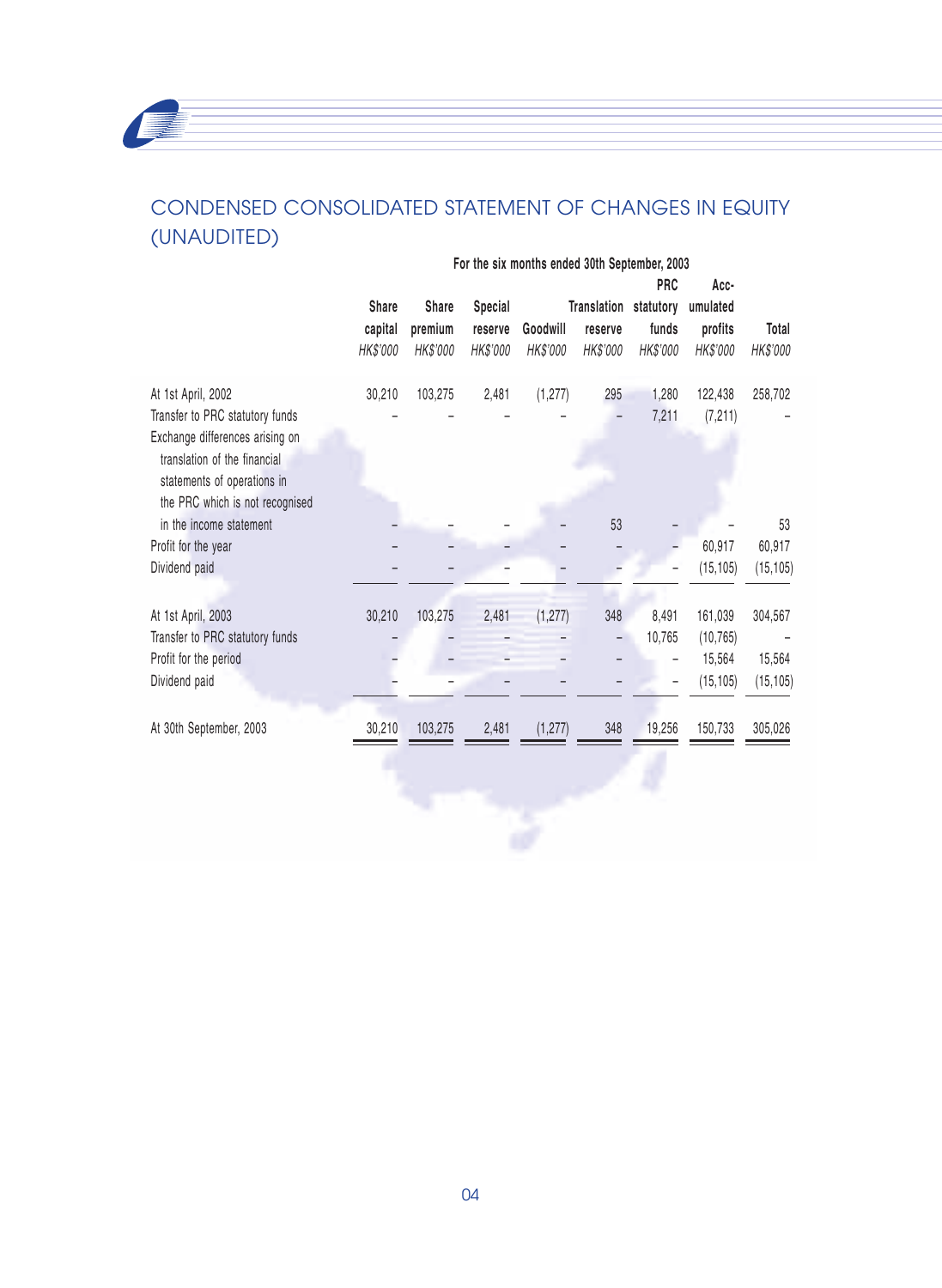# CONDENSED CONSOLIDATED STATEMENT OF CHANGES IN EQUITY (UNAUDITED)

| | For the six months ended 30th September, 2003 | | | | | | | |
|---|---|---|---|---|---|---|---|---|
| | Share capital | Share premium | Special reserve | Goodwill | Translation reserve | PRC statutory funds | Acc-umulated profits | Total |
| | HK$'000 | HK$'000 | HK$'000 | HK$'000 | HK$'000 | HK$'000 | HK$'000 | HK$'000 |
| At 1st April, 2002 | 30,210 | 103,275 | 2,481 | (1,277) | 295 | 1,280 | 122,438 | 258,702 |
| Transfer to PRC statutory funds | – | – | – | – | – | 7,211 | (7,211) | – |
| Exchange differences arising on translation of the financial statements of operations in the PRC which is not recognised in the income statement | – | – | – | – | 53 | – | – | 53 |
| Profit for the year | – | – | – | – | – | – | 60,917 | 60,917 |
| Dividend paid | – | – | – | – | – | – | (15,105) | (15,105) |
| At 1st April, 2003 | 30,210 | 103,275 | 2,481 | (1,277) | 348 | 8,491 | 161,039 | 304,567 |
| Transfer to PRC statutory funds | – | – | – | – | – | 10,765 | (10,765) | – |
| Profit for the period | – | – | – | – | – | – | 15,564 | 15,564 |
| Dividend paid | – | – | – | – | – | – | (15,105) | (15,105) |
| At 30th September, 2003 | 30,210 | 103,275 | 2,481 | (1,277) | 348 | 19,256 | 150,733 | 305,026 |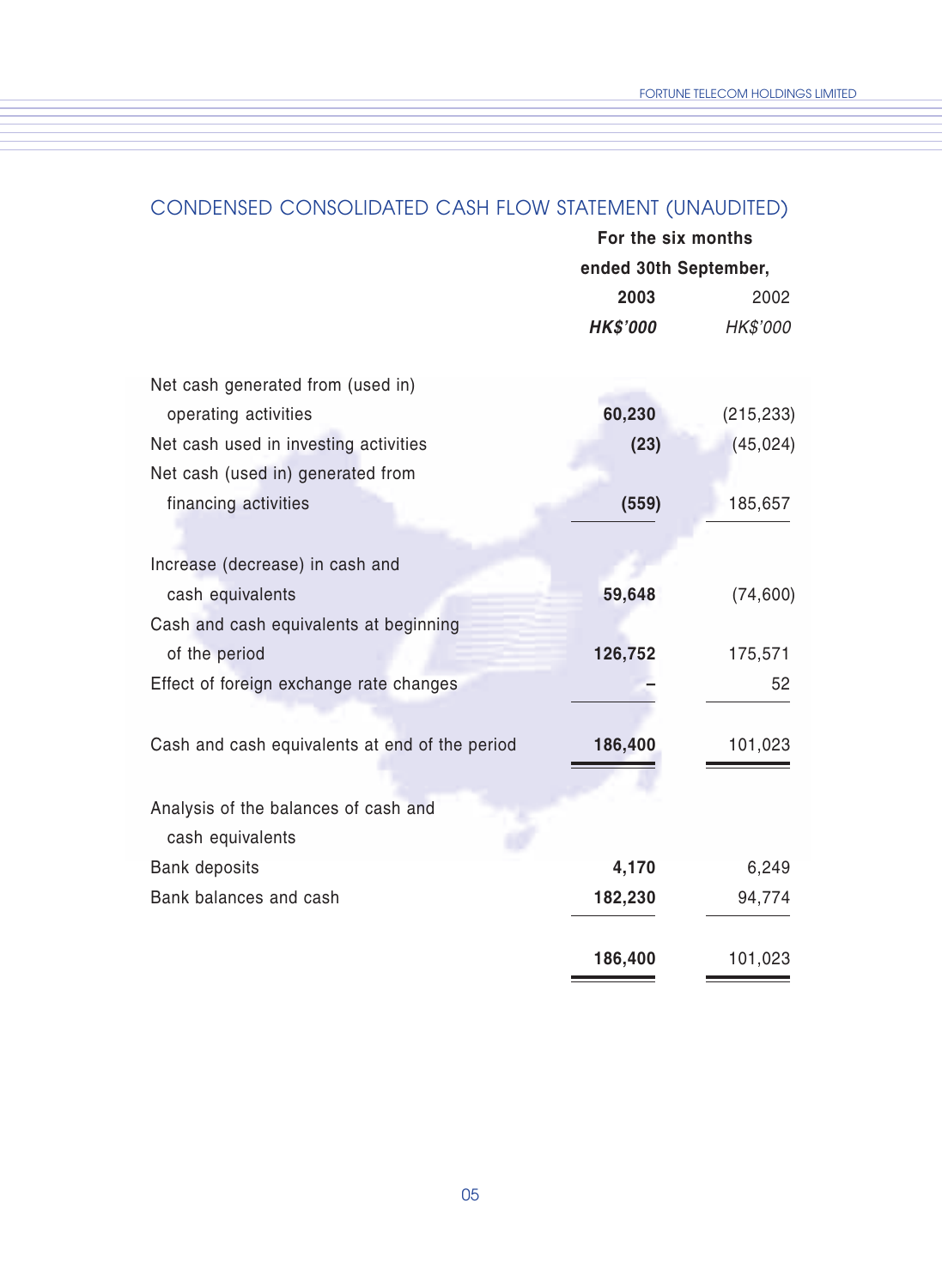## CONDENSED CONSOLIDATED CASH FLOW STATEMENT (UNAUDITED)

| | For the six months ended 30th September, | |
|---|---|---|
| | **2003** | 2002 |
| | ***HK$'000*** | *HK$'000* |
| Net cash generated from (used in) operating activities | **60,230** | (215,233) |
| Net cash used in investing activities | **(23)** | (45,024) |
| Net cash (used in) generated from financing activities | **(559)** | 185,657 |
| Increase (decrease) in cash and cash equivalents | **59,648** | (74,600) |
| Cash and cash equivalents at beginning of the period | **126,752** | 175,571 |
| Effect of foreign exchange rate changes | **–** | 52 |
| Cash and cash equivalents at end of the period | **186,400** | 101,023 |
| Analysis of the balances of cash and cash equivalents | | |
| Bank deposits | **4,170** | 6,249 |
| Bank balances and cash | **182,230** | 94,774 |
| | **186,400** | 101,023 |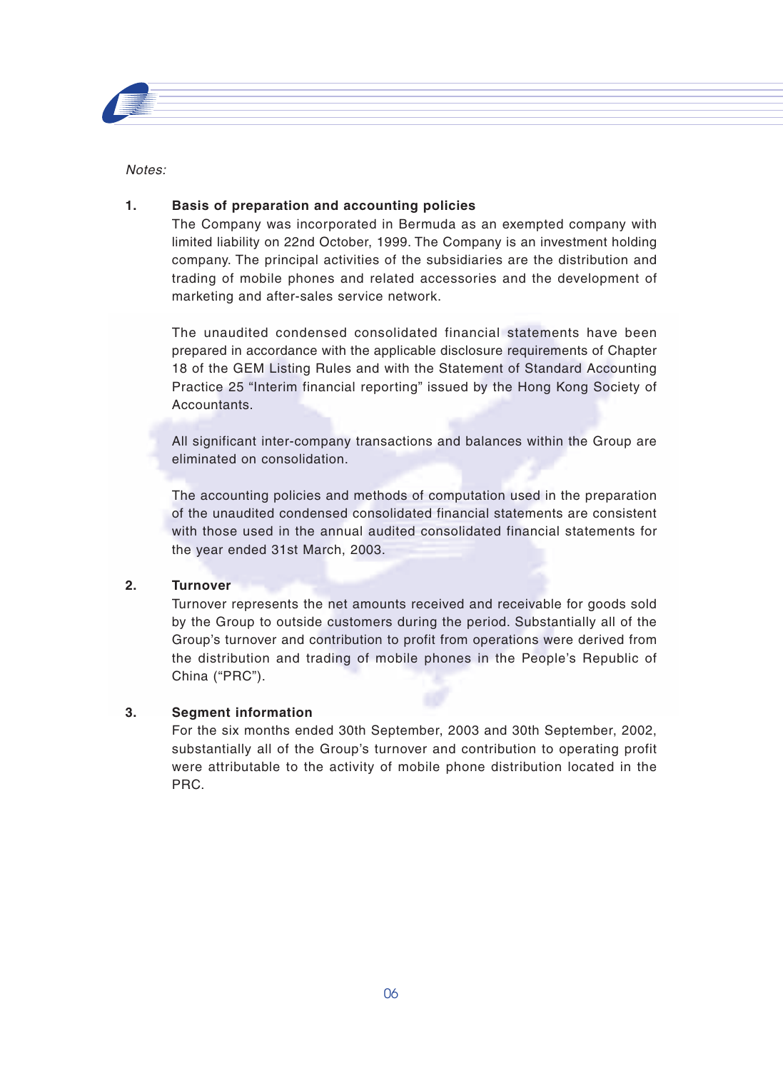*Notes:*

1. **Basis of preparation and accounting policies**

   The Company was incorporated in Bermuda as an exempted company with limited liability on 22nd October, 1999. The Company is an investment holding company. The principal activities of the subsidiaries are the distribution and trading of mobile phones and related accessories and the development of marketing and after-sales service network.

   The unaudited condensed consolidated financial statements have been prepared in accordance with the applicable disclosure requirements of Chapter 18 of the GEM Listing Rules and with the Statement of Standard Accounting Practice 25 "Interim financial reporting" issued by the Hong Kong Society of Accountants.

   All significant inter-company transactions and balances within the Group are eliminated on consolidation.

   The accounting policies and methods of computation used in the preparation of the unaudited condensed consolidated financial statements are consistent with those used in the annual audited consolidated financial statements for the year ended 31st March, 2003.

2. **Turnover**

   Turnover represents the net amounts received and receivable for goods sold by the Group to outside customers during the period. Substantially all of the Group's turnover and contribution to profit from operations were derived from the distribution and trading of mobile phones in the People's Republic of China ("PRC").

3. **Segment information**

   For the six months ended 30th September, 2003 and 30th September, 2002, substantially all of the Group's turnover and contribution to operating profit were attributable to the activity of mobile phone distribution located in the PRC.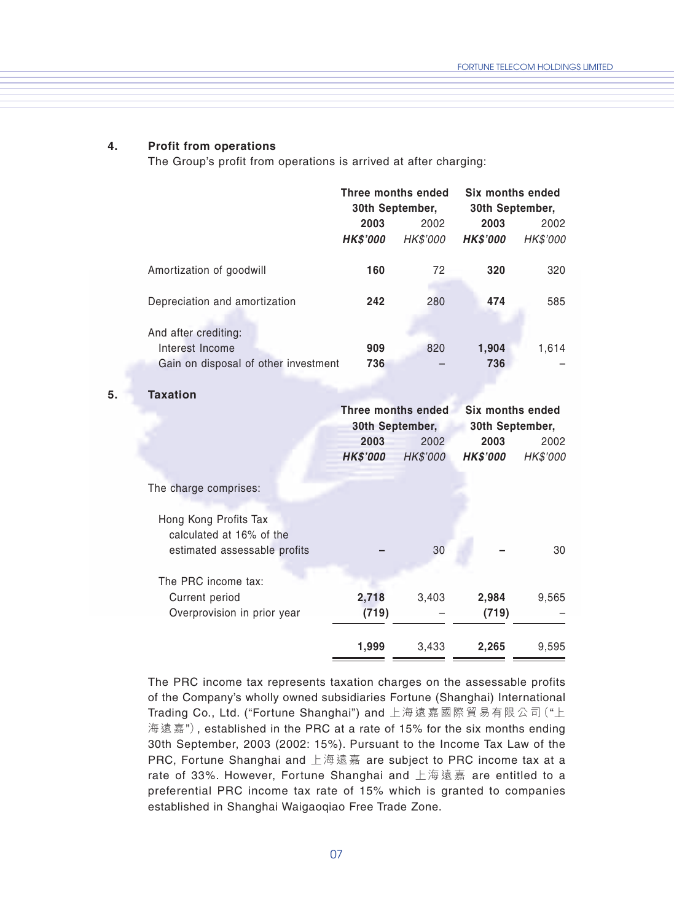## 4. Profit from operations

The Group's profit from operations is arrived at after charging:

| | Three months ended 30th September, | | Six months ended 30th September, | |
|---|---|---|---|---|
| | **2003** | 2002 | **2003** | 2002 |
| | ***HK$'000*** | *HK$'000* | ***HK$'000*** | *HK$'000* |
| Amortization of goodwill | **160** | 72 | **320** | 320 |
| Depreciation and amortization | **242** | 280 | **474** | 585 |
| And after crediting: | | | | |
| Interest Income | **909** | 820 | **1,904** | 1,614 |
| Gain on disposal of other investment | **736** | – | **736** | – |

## 5. Taxation

| | Three months ended 30th September, | | Six months ended 30th September, | |
|---|---|---|---|---|
| | **2003** | 2002 | **2003** | 2002 |
| | ***HK$'000*** | *HK$'000* | ***HK$'000*** | *HK$'000* |
| The charge comprises: | | | | |
| Hong Kong Profits Tax calculated at 16% of the estimated assessable profits | **–** | 30 | **–** | 30 |
| The PRC income tax: | | | | |
| Current period | **2,718** | 3,403 | **2,984** | 9,565 |
| Overprovision in prior year | **(719)** | – | **(719)** | – |
| | **1,999** | 3,433 | **2,265** | 9,595 |

The PRC income tax represents taxation charges on the assessable profits of the Company's wholly owned subsidiaries Fortune (Shanghai) International Trading Co., Ltd. ("Fortune Shanghai") and 上海遠嘉國際貿易有限公司("上海遠嘉"), established in the PRC at a rate of 15% for the six months ending 30th September, 2003 (2002: 15%). Pursuant to the Income Tax Law of the PRC, Fortune Shanghai and 上海遠嘉 are subject to PRC income tax at a rate of 33%. However, Fortune Shanghai and 上海遠嘉 are entitled to a preferential PRC income tax rate of 15% which is granted to companies established in Shanghai Waigaoqiao Free Trade Zone.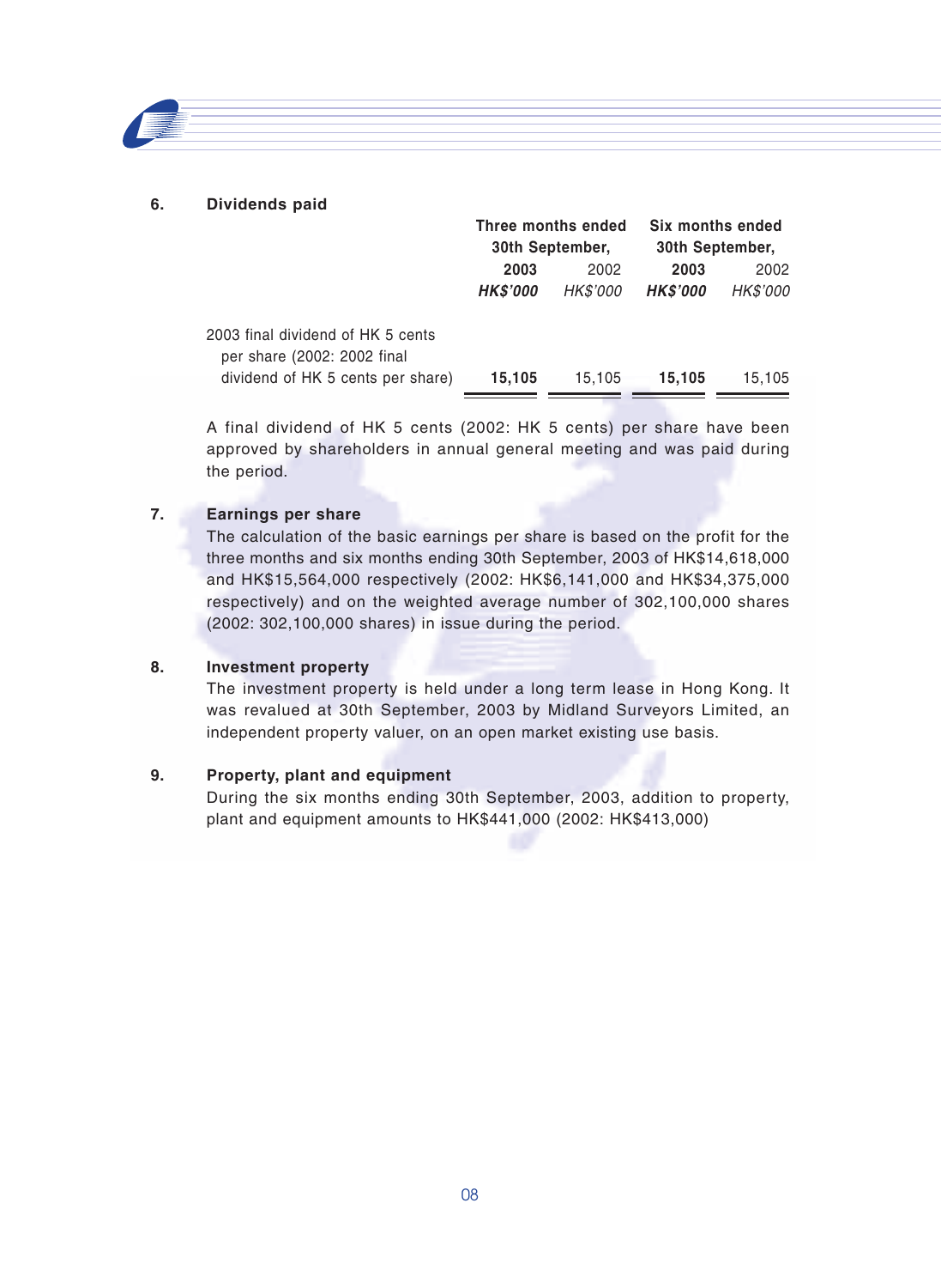## 6. Dividends paid

| | Three months ended 30th September, | | Six months ended 30th September, | |
|---|---|---|---|---|
| | **2003** | 2002 | **2003** | 2002 |
| | ***HK$'000*** | *HK$'000* | ***HK$'000*** | *HK$'000* |
| 2003 final dividend of HK 5 cents per share (2002: 2002 final dividend of HK 5 cents per share) | **15,105** | 15,105 | **15,105** | 15,105 |

A final dividend of HK 5 cents (2002: HK 5 cents) per share have been approved by shareholders in annual general meeting and was paid during the period.

## 7. Earnings per share

The calculation of the basic earnings per share is based on the profit for the three months and six months ending 30th September, 2003 of HK$14,618,000 and HK$15,564,000 respectively (2002: HK$6,141,000 and HK$34,375,000 respectively) and on the weighted average number of 302,100,000 shares (2002: 302,100,000 shares) in issue during the period.

## 8. Investment property

The investment property is held under a long term lease in Hong Kong. It was revalued at 30th September, 2003 by Midland Surveyors Limited, an independent property valuer, on an open market existing use basis.

## 9. Property, plant and equipment

During the six months ending 30th September, 2003, addition to property, plant and equipment amounts to HK$441,000 (2002: HK$413,000)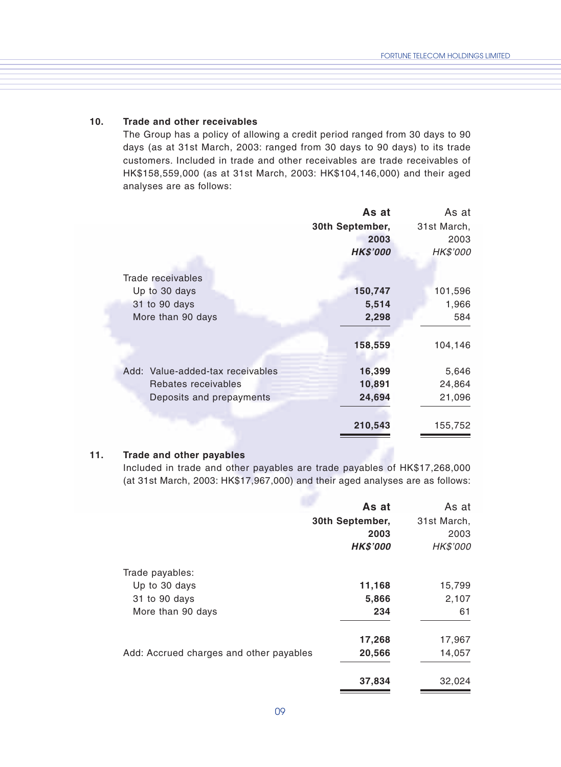## 10. Trade and other receivables

The Group has a policy of allowing a credit period ranged from 30 days to 90 days (as at 31st March, 2003: ranged from 30 days to 90 days) to its trade customers. Included in trade and other receivables are trade receivables of HK$158,559,000 (as at 31st March, 2003: HK$104,146,000) and their aged analyses are as follows:

| | **As at 30th September, 2003** ***HK$'000*** | As at 31st March, 2003 *HK$'000* |
|---|---|---|
| Trade receivables | | |
| Up to 30 days | **150,747** | 101,596 |
| 31 to 90 days | **5,514** | 1,966 |
| More than 90 days | **2,298** | 584 |
| | **158,559** | 104,146 |
| Add: Value-added-tax receivables | **16,399** | 5,646 |
| Rebates receivables | **10,891** | 24,864 |
| Deposits and prepayments | **24,694** | 21,096 |
| | **210,543** | 155,752 |

## 11. Trade and other payables

Included in trade and other payables are trade payables of HK$17,268,000 (at 31st March, 2003: HK$17,967,000) and their aged analyses are as follows:

| | **As at 30th September, 2003** ***HK$'000*** | As at 31st March, 2003 *HK$'000* |
|---|---|---|
| Trade payables: | | |
| Up to 30 days | **11,168** | 15,799 |
| 31 to 90 days | **5,866** | 2,107 |
| More than 90 days | **234** | 61 |
| | **17,268** | 17,967 |
| Add: Accrued charges and other payables | **20,566** | 14,057 |
| | **37,834** | 32,024 |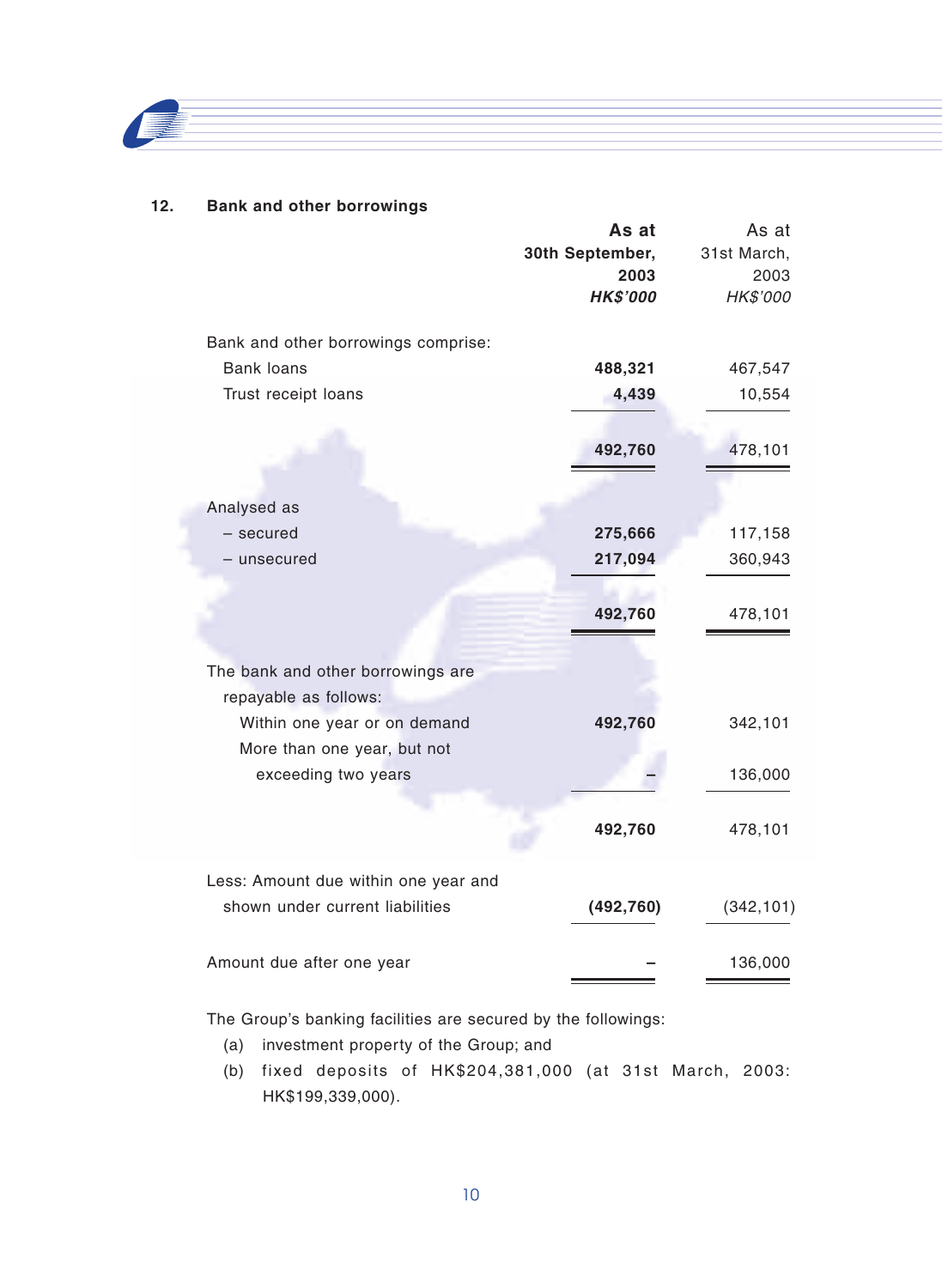## 12. Bank and other borrowings

| | **As at 30th September, 2003** | As at 31st March, 2003 |
|---|---|---|
| | ***HK$'000*** | *HK$'000* |
| Bank and other borrowings comprise: | | |
| Bank loans | **488,321** | 467,547 |
| Trust receipt loans | **4,439** | 10,554 |
| | **492,760** | 478,101 |
| Analysed as | | |
| – secured | **275,666** | 117,158 |
| – unsecured | **217,094** | 360,943 |
| | **492,760** | 478,101 |
| The bank and other borrowings are repayable as follows: | | |
| Within one year or on demand | **492,760** | 342,101 |
| More than one year, but not exceeding two years | **–** | 136,000 |
| | **492,760** | 478,101 |
| Less: Amount due within one year and shown under current liabilities | **(492,760)** | (342,101) |
| Amount due after one year | **–** | 136,000 |

The Group's banking facilities are secured by the followings:

(a) investment property of the Group; and

(b) fixed deposits of HK$204,381,000 (at 31st March, 2003: HK$199,339,000).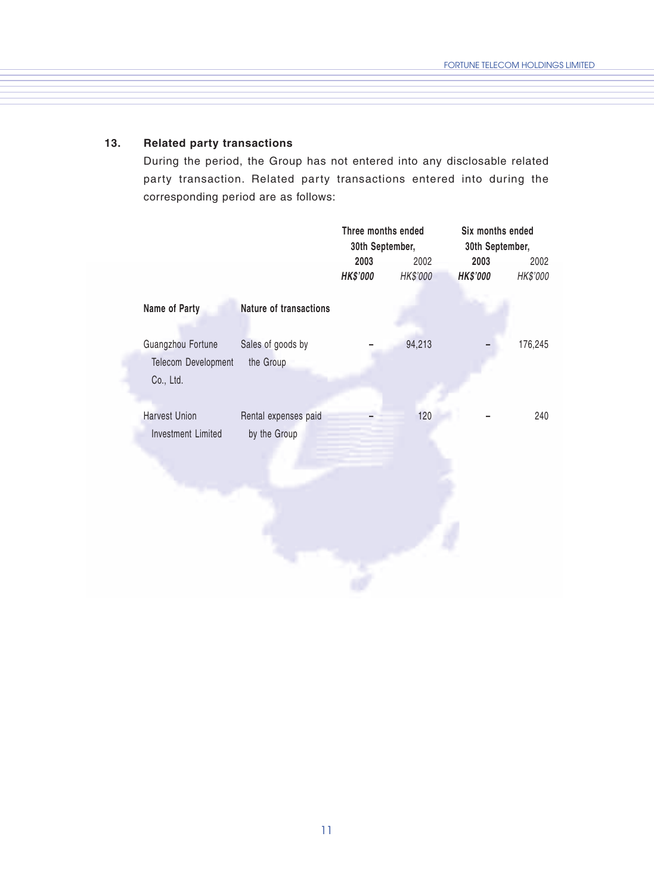## 13. Related party transactions

During the period, the Group has not entered into any disclosable related party transaction. Related party transactions entered into during the corresponding period are as follows:

| | | Three months ended 30th September, | | Six months ended 30th September, | |
|---|---|---|---|---|---|
| | | **2003** | 2002 | **2003** | 2002 |
| | | ***HK$'000*** | *HK$'000* | ***HK$'000*** | *HK$'000* |
| **Name of Party** | **Nature of transactions** | | | | |
| Guangzhou Fortune Telecom Development Co., Ltd. | Sales of goods by the Group | – | 94,213 | – | 176,245 |
| Harvest Union Investment Limited | Rental expenses paid by the Group | – | 120 | – | 240 |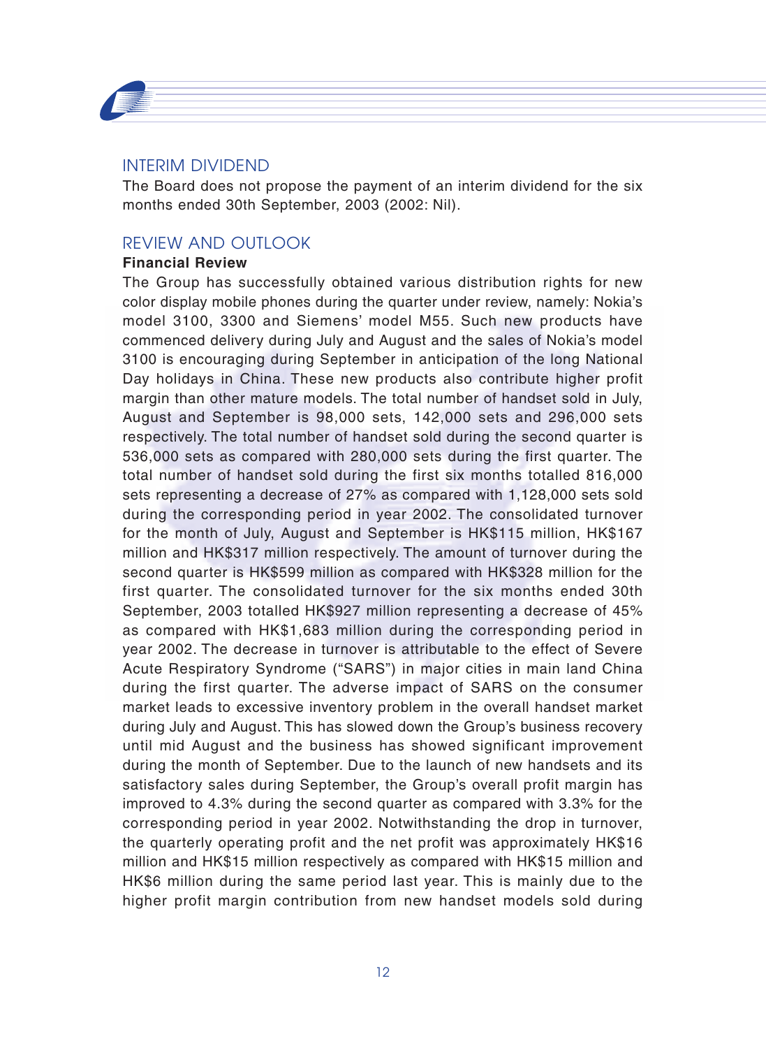## INTERIM DIVIDEND

The Board does not propose the payment of an interim dividend for the six months ended 30th September, 2003 (2002: Nil).

## REVIEW AND OUTLOOK

**Financial Review**

The Group has successfully obtained various distribution rights for new color display mobile phones during the quarter under review, namely: Nokia's model 3100, 3300 and Siemens' model M55. Such new products have commenced delivery during July and August and the sales of Nokia's model 3100 is encouraging during September in anticipation of the long National Day holidays in China. These new products also contribute higher profit margin than other mature models. The total number of handset sold in July, August and September is 98,000 sets, 142,000 sets and 296,000 sets respectively. The total number of handset sold during the second quarter is 536,000 sets as compared with 280,000 sets during the first quarter. The total number of handset sold during the first six months totalled 816,000 sets representing a decrease of 27% as compared with 1,128,000 sets sold during the corresponding period in year 2002. The consolidated turnover for the month of July, August and September is HK$115 million, HK$167 million and HK$317 million respectively. The amount of turnover during the second quarter is HK$599 million as compared with HK$328 million for the first quarter. The consolidated turnover for the six months ended 30th September, 2003 totalled HK$927 million representing a decrease of 45% as compared with HK$1,683 million during the corresponding period in year 2002. The decrease in turnover is attributable to the effect of Severe Acute Respiratory Syndrome ("SARS") in major cities in main land China during the first quarter. The adverse impact of SARS on the consumer market leads to excessive inventory problem in the overall handset market during July and August. This has slowed down the Group's business recovery until mid August and the business has showed significant improvement during the month of September. Due to the launch of new handsets and its satisfactory sales during September, the Group's overall profit margin has improved to 4.3% during the second quarter as compared with 3.3% for the corresponding period in year 2002. Notwithstanding the drop in turnover, the quarterly operating profit and the net profit was approximately HK$16 million and HK$15 million respectively as compared with HK$15 million and HK$6 million during the same period last year. This is mainly due to the higher profit margin contribution from new handset models sold during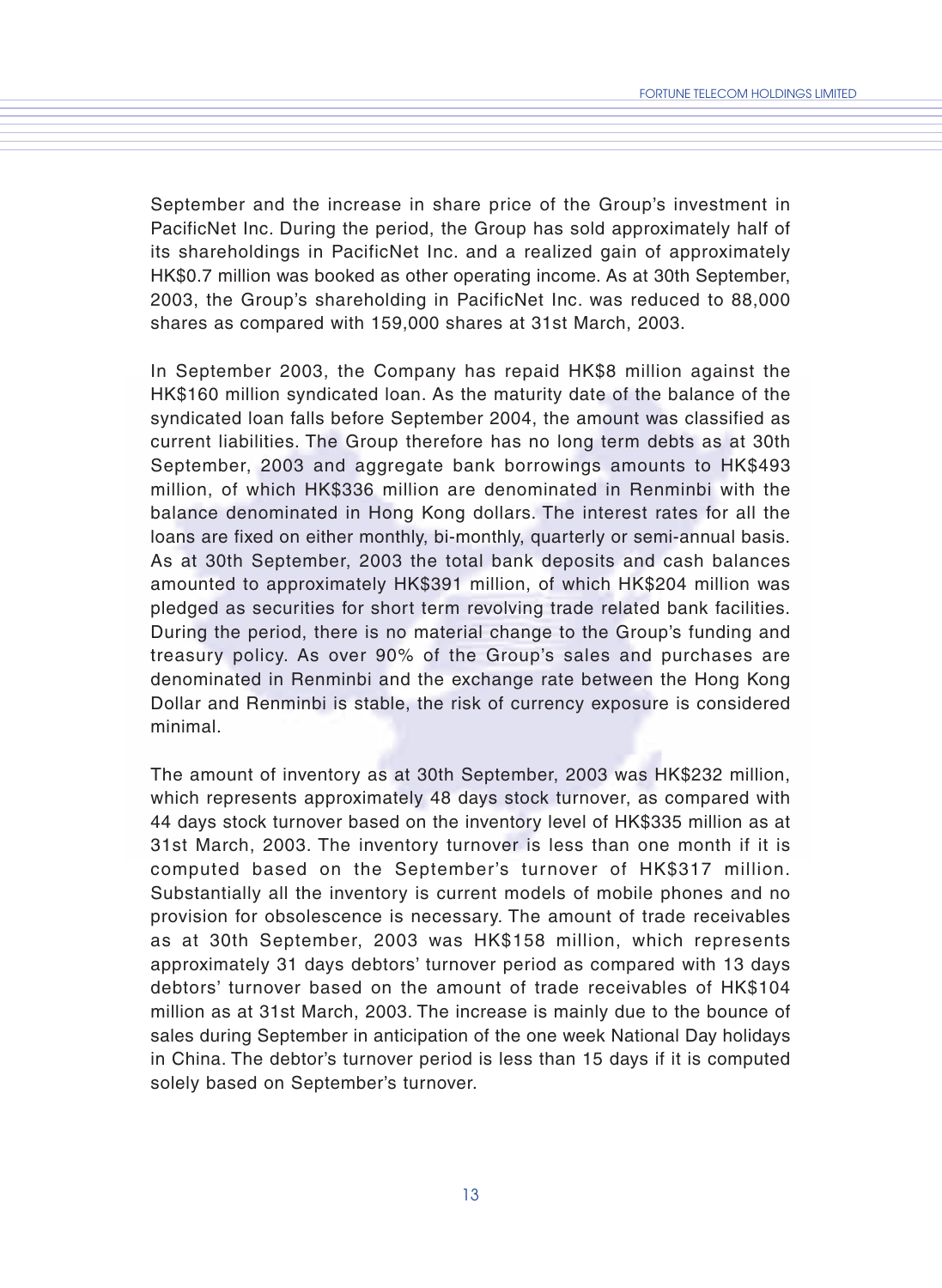September and the increase in share price of the Group's investment in PacificNet Inc. During the period, the Group has sold approximately half of its shareholdings in PacificNet Inc. and a realized gain of approximately HK$0.7 million was booked as other operating income. As at 30th September, 2003, the Group's shareholding in PacificNet Inc. was reduced to 88,000 shares as compared with 159,000 shares at 31st March, 2003.

In September 2003, the Company has repaid HK$8 million against the HK$160 million syndicated loan. As the maturity date of the balance of the syndicated loan falls before September 2004, the amount was classified as current liabilities. The Group therefore has no long term debts as at 30th September, 2003 and aggregate bank borrowings amounts to HK$493 million, of which HK$336 million are denominated in Renminbi with the balance denominated in Hong Kong dollars. The interest rates for all the loans are fixed on either monthly, bi-monthly, quarterly or semi-annual basis. As at 30th September, 2003 the total bank deposits and cash balances amounted to approximately HK$391 million, of which HK$204 million was pledged as securities for short term revolving trade related bank facilities. During the period, there is no material change to the Group's funding and treasury policy. As over 90% of the Group's sales and purchases are denominated in Renminbi and the exchange rate between the Hong Kong Dollar and Renminbi is stable, the risk of currency exposure is considered minimal.

The amount of inventory as at 30th September, 2003 was HK$232 million, which represents approximately 48 days stock turnover, as compared with 44 days stock turnover based on the inventory level of HK$335 million as at 31st March, 2003. The inventory turnover is less than one month if it is computed based on the September's turnover of HK$317 million. Substantially all the inventory is current models of mobile phones and no provision for obsolescence is necessary. The amount of trade receivables as at 30th September, 2003 was HK$158 million, which represents approximately 31 days debtors' turnover period as compared with 13 days debtors' turnover based on the amount of trade receivables of HK$104 million as at 31st March, 2003. The increase is mainly due to the bounce of sales during September in anticipation of the one week National Day holidays in China. The debtor's turnover period is less than 15 days if it is computed solely based on September's turnover.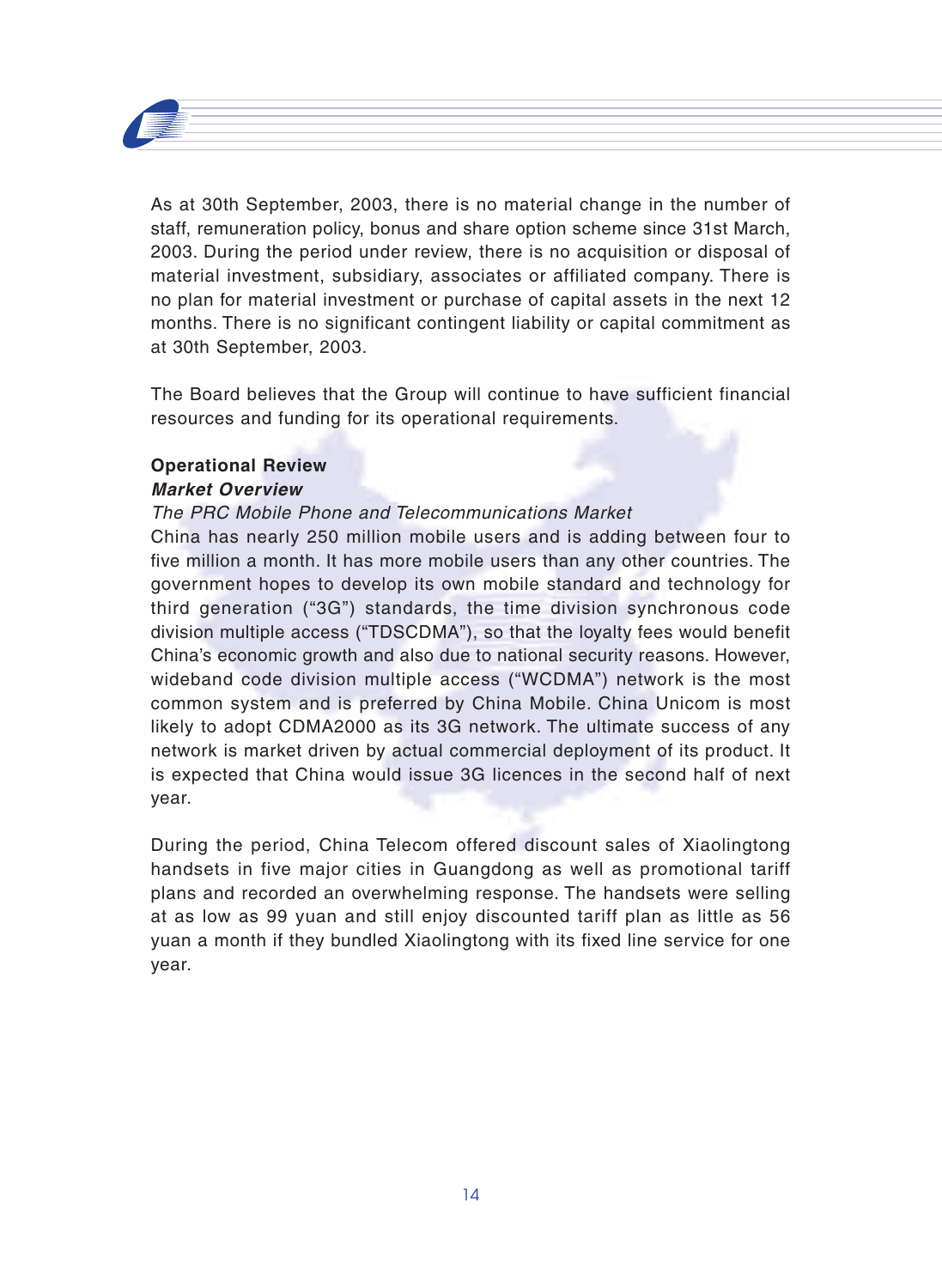As at 30th September, 2003, there is no material change in the number of staff, remuneration policy, bonus and share option scheme since 31st March, 2003. During the period under review, there is no acquisition or disposal of material investment, subsidiary, associates or affiliated company. There is no plan for material investment or purchase of capital assets in the next 12 months. There is no significant contingent liability or capital commitment as at 30th September, 2003.

The Board believes that the Group will continue to have sufficient financial resources and funding for its operational requirements.

## Operational Review

### ***Market Overview***

*The PRC Mobile Phone and Telecommunications Market*

China has nearly 250 million mobile users and is adding between four to five million a month. It has more mobile users than any other countries. The government hopes to develop its own mobile standard and technology for third generation ("3G") standards, the time division synchronous code division multiple access ("TDSCDMA"), so that the loyalty fees would benefit China's economic growth and also due to national security reasons. However, wideband code division multiple access ("WCDMA") network is the most common system and is preferred by China Mobile. China Unicom is most likely to adopt CDMA2000 as its 3G network. The ultimate success of any network is market driven by actual commercial deployment of its product. It is expected that China would issue 3G licences in the second half of next year.

During the period, China Telecom offered discount sales of Xiaolingtong handsets in five major cities in Guangdong as well as promotional tariff plans and recorded an overwhelming response. The handsets were selling at as low as 99 yuan and still enjoy discounted tariff plan as little as 56 yuan a month if they bundled Xiaolingtong with its fixed line service for one year.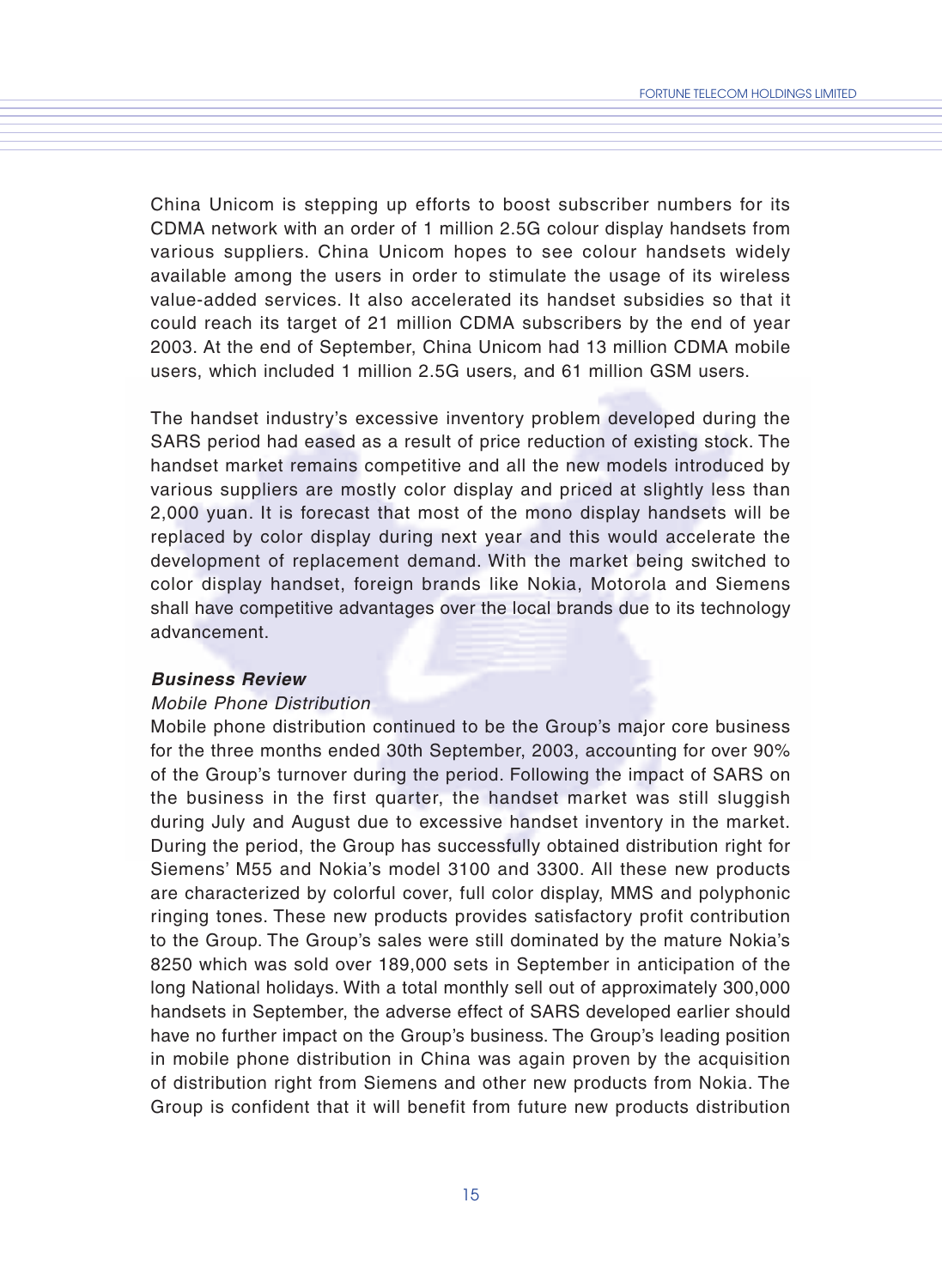China Unicom is stepping up efforts to boost subscriber numbers for its CDMA network with an order of 1 million 2.5G colour display handsets from various suppliers. China Unicom hopes to see colour handsets widely available among the users in order to stimulate the usage of its wireless value-added services. It also accelerated its handset subsidies so that it could reach its target of 21 million CDMA subscribers by the end of year 2003. At the end of September, China Unicom had 13 million CDMA mobile users, which included 1 million 2.5G users, and 61 million GSM users.

The handset industry's excessive inventory problem developed during the SARS period had eased as a result of price reduction of existing stock. The handset market remains competitive and all the new models introduced by various suppliers are mostly color display and priced at slightly less than 2,000 yuan. It is forecast that most of the mono display handsets will be replaced by color display during next year and this would accelerate the development of replacement demand. With the market being switched to color display handset, foreign brands like Nokia, Motorola and Siemens shall have competitive advantages over the local brands due to its technology advancement.

***Business Review***

*Mobile Phone Distribution*

Mobile phone distribution continued to be the Group's major core business for the three months ended 30th September, 2003, accounting for over 90% of the Group's turnover during the period. Following the impact of SARS on the business in the first quarter, the handset market was still sluggish during July and August due to excessive handset inventory in the market. During the period, the Group has successfully obtained distribution right for Siemens' M55 and Nokia's model 3100 and 3300. All these new products are characterized by colorful cover, full color display, MMS and polyphonic ringing tones. These new products provides satisfactory profit contribution to the Group. The Group's sales were still dominated by the mature Nokia's 8250 which was sold over 189,000 sets in September in anticipation of the long National holidays. With a total monthly sell out of approximately 300,000 handsets in September, the adverse effect of SARS developed earlier should have no further impact on the Group's business. The Group's leading position in mobile phone distribution in China was again proven by the acquisition of distribution right from Siemens and other new products from Nokia. The Group is confident that it will benefit from future new products distribution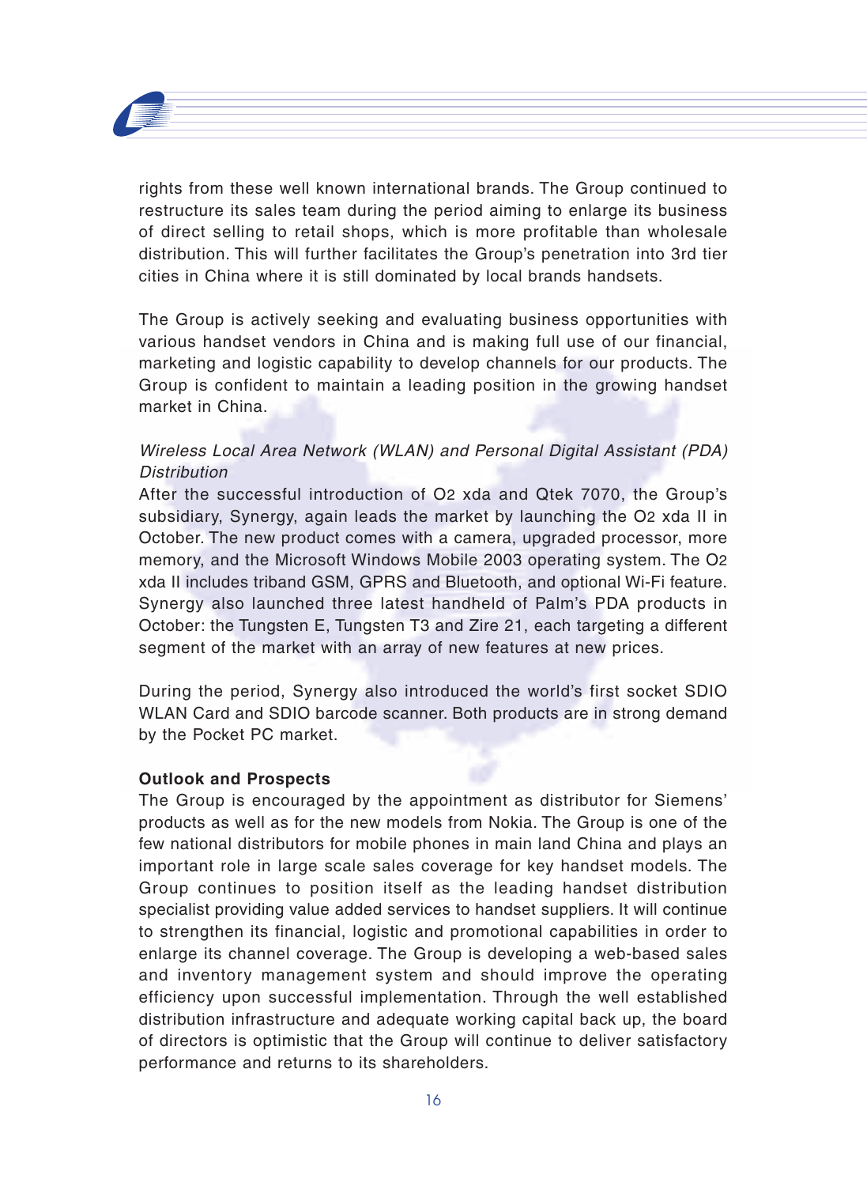rights from these well known international brands. The Group continued to restructure its sales team during the period aiming to enlarge its business of direct selling to retail shops, which is more profitable than wholesale distribution. This will further facilitates the Group's penetration into 3rd tier cities in China where it is still dominated by local brands handsets.

The Group is actively seeking and evaluating business opportunities with various handset vendors in China and is making full use of our financial, marketing and logistic capability to develop channels for our products. The Group is confident to maintain a leading position in the growing handset market in China.

*Wireless Local Area Network (WLAN) and Personal Digital Assistant (PDA) Distribution*

After the successful introduction of O2 xda and Qtek 7070, the Group's subsidiary, Synergy, again leads the market by launching the O2 xda II in October. The new product comes with a camera, upgraded processor, more memory, and the Microsoft Windows Mobile 2003 operating system. The O2 xda II includes triband GSM, GPRS and Bluetooth, and optional Wi-Fi feature. Synergy also launched three latest handheld of Palm's PDA products in October: the Tungsten E, Tungsten T3 and Zire 21, each targeting a different segment of the market with an array of new features at new prices.

During the period, Synergy also introduced the world's first socket SDIO WLAN Card and SDIO barcode scanner. Both products are in strong demand by the Pocket PC market.

**Outlook and Prospects**

The Group is encouraged by the appointment as distributor for Siemens' products as well as for the new models from Nokia. The Group is one of the few national distributors for mobile phones in main land China and plays an important role in large scale sales coverage for key handset models. The Group continues to position itself as the leading handset distribution specialist providing value added services to handset suppliers. It will continue to strengthen its financial, logistic and promotional capabilities in order to enlarge its channel coverage. The Group is developing a web-based sales and inventory management system and should improve the operating efficiency upon successful implementation. Through the well established distribution infrastructure and adequate working capital back up, the board of directors is optimistic that the Group will continue to deliver satisfactory performance and returns to its shareholders.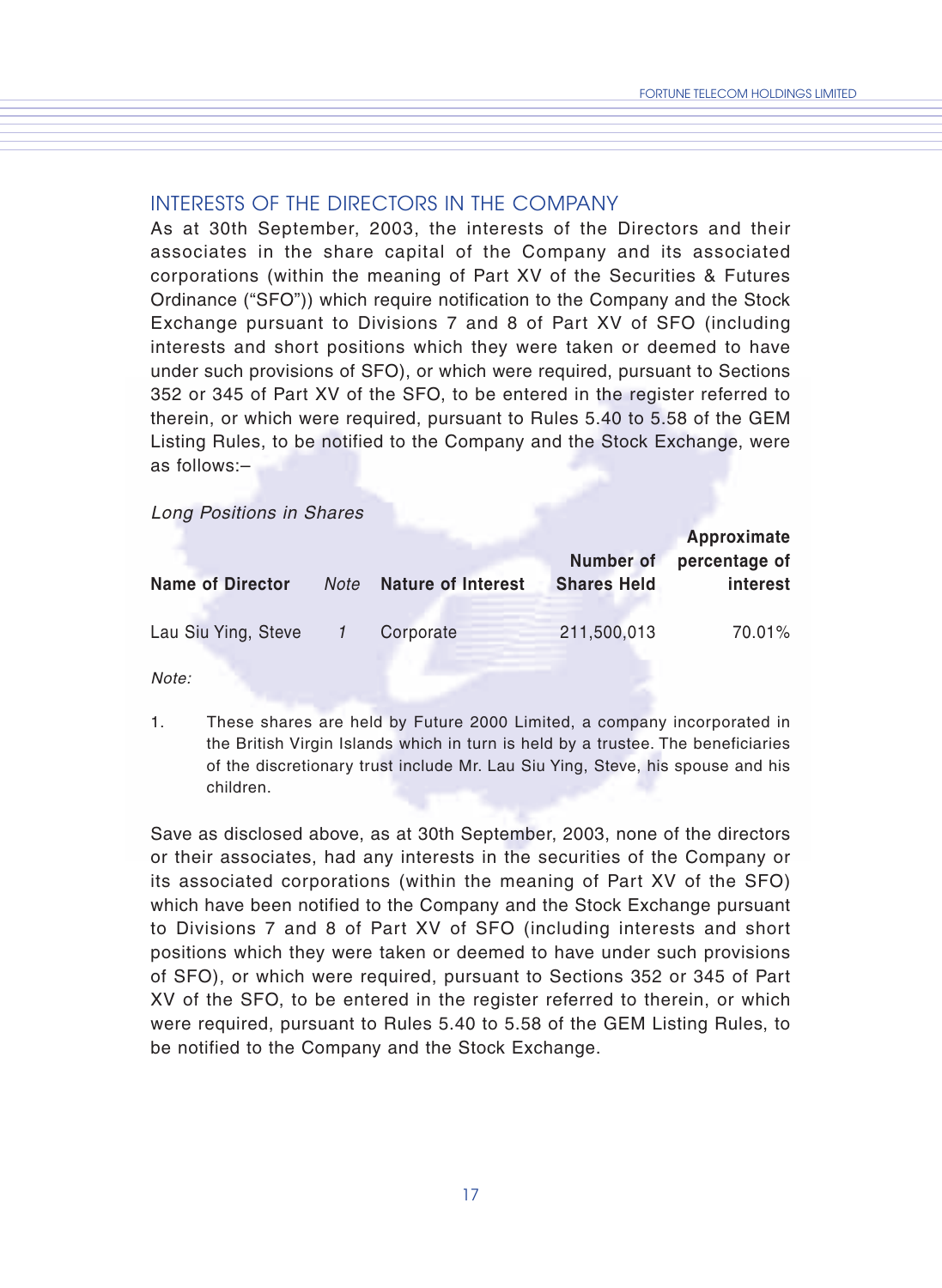## INTERESTS OF THE DIRECTORS IN THE COMPANY

As at 30th September, 2003, the interests of the Directors and their associates in the share capital of the Company and its associated corporations (within the meaning of Part XV of the Securities & Futures Ordinance ("SFO")) which require notification to the Company and the Stock Exchange pursuant to Divisions 7 and 8 of Part XV of SFO (including interests and short positions which they were taken or deemed to have under such provisions of SFO), or which were required, pursuant to Sections 352 or 345 of Part XV of the SFO, to be entered in the register referred to therein, or which were required, pursuant to Rules 5.40 to 5.58 of the GEM Listing Rules, to be notified to the Company and the Stock Exchange, were as follows:–

*Long Positions in Shares*

| Name of Director | *Note* | Nature of Interest | Number of Shares Held | Approximate percentage of interest |
|---|---|---|---|---|
| Lau Siu Ying, Steve | *1* | Corporate | 211,500,013 | 70.01% |

*Note:*

1. These shares are held by Future 2000 Limited, a company incorporated in the British Virgin Islands which in turn is held by a trustee. The beneficiaries of the discretionary trust include Mr. Lau Siu Ying, Steve, his spouse and his children.

Save as disclosed above, as at 30th September, 2003, none of the directors or their associates, had any interests in the securities of the Company or its associated corporations (within the meaning of Part XV of the SFO) which have been notified to the Company and the Stock Exchange pursuant to Divisions 7 and 8 of Part XV of SFO (including interests and short positions which they were taken or deemed to have under such provisions of SFO), or which were required, pursuant to Sections 352 or 345 of Part XV of the SFO, to be entered in the register referred to therein, or which were required, pursuant to Rules 5.40 to 5.58 of the GEM Listing Rules, to be notified to the Company and the Stock Exchange.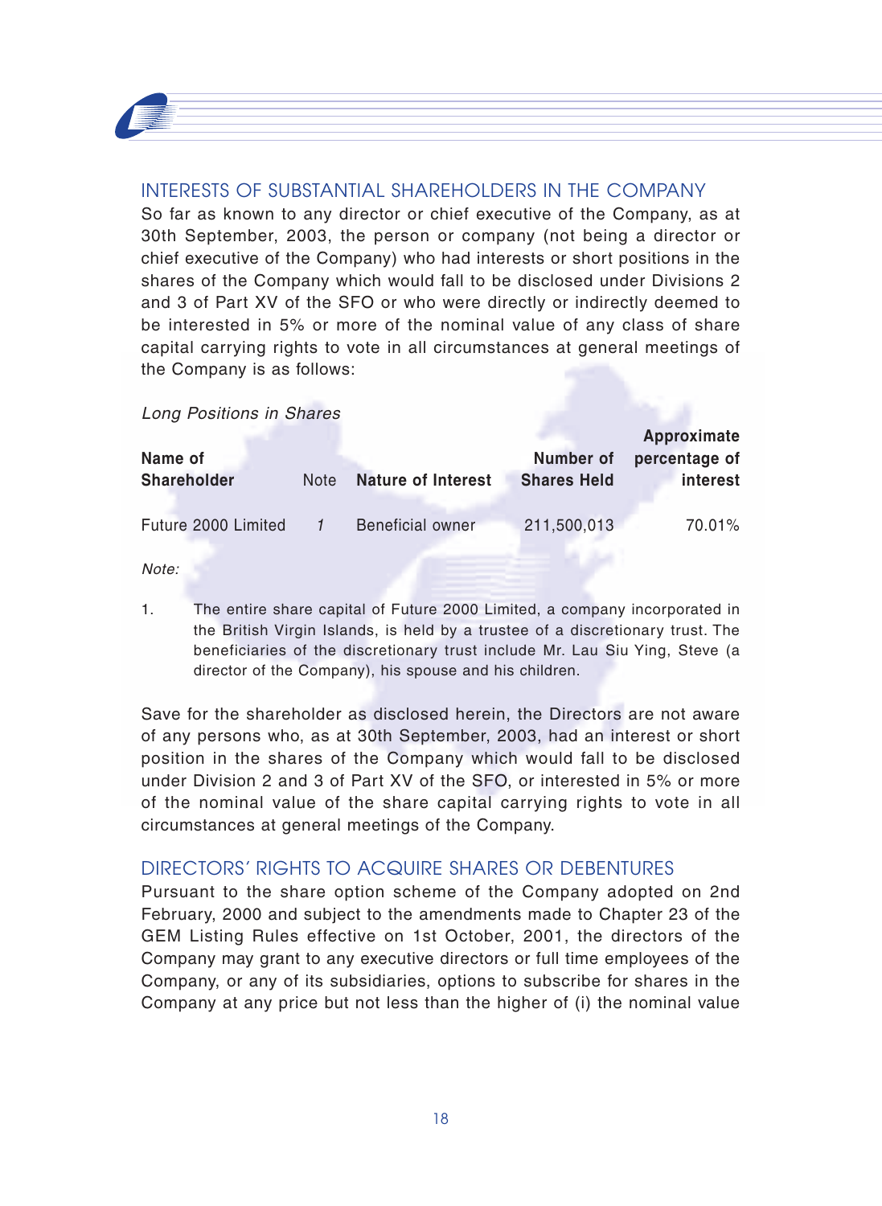## INTERESTS OF SUBSTANTIAL SHAREHOLDERS IN THE COMPANY

So far as known to any director or chief executive of the Company, as at 30th September, 2003, the person or company (not being a director or chief executive of the Company) who had interests or short positions in the shares of the Company which would fall to be disclosed under Divisions 2 and 3 of Part XV of the SFO or who were directly or indirectly deemed to be interested in 5% or more of the nominal value of any class of share capital carrying rights to vote in all circumstances at general meetings of the Company is as follows:

*Long Positions in Shares*

| Name of Shareholder | Note | Nature of Interest | Number of Shares Held | Approximate percentage of interest |
|---|---|---|---|---|
| Future 2000 Limited | *1* | Beneficial owner | 211,500,013 | 70.01% |

*Note:*

1. The entire share capital of Future 2000 Limited, a company incorporated in the British Virgin Islands, is held by a trustee of a discretionary trust. The beneficiaries of the discretionary trust include Mr. Lau Siu Ying, Steve (a director of the Company), his spouse and his children.

Save for the shareholder as disclosed herein, the Directors are not aware of any persons who, as at 30th September, 2003, had an interest or short position in the shares of the Company which would fall to be disclosed under Division 2 and 3 of Part XV of the SFO, or interested in 5% or more of the nominal value of the share capital carrying rights to vote in all circumstances at general meetings of the Company.

## DIRECTORS' RIGHTS TO ACQUIRE SHARES OR DEBENTURES

Pursuant to the share option scheme of the Company adopted on 2nd February, 2000 and subject to the amendments made to Chapter 23 of the GEM Listing Rules effective on 1st October, 2001, the directors of the Company may grant to any executive directors or full time employees of the Company, or any of its subsidiaries, options to subscribe for shares in the Company at any price but not less than the higher of (i) the nominal value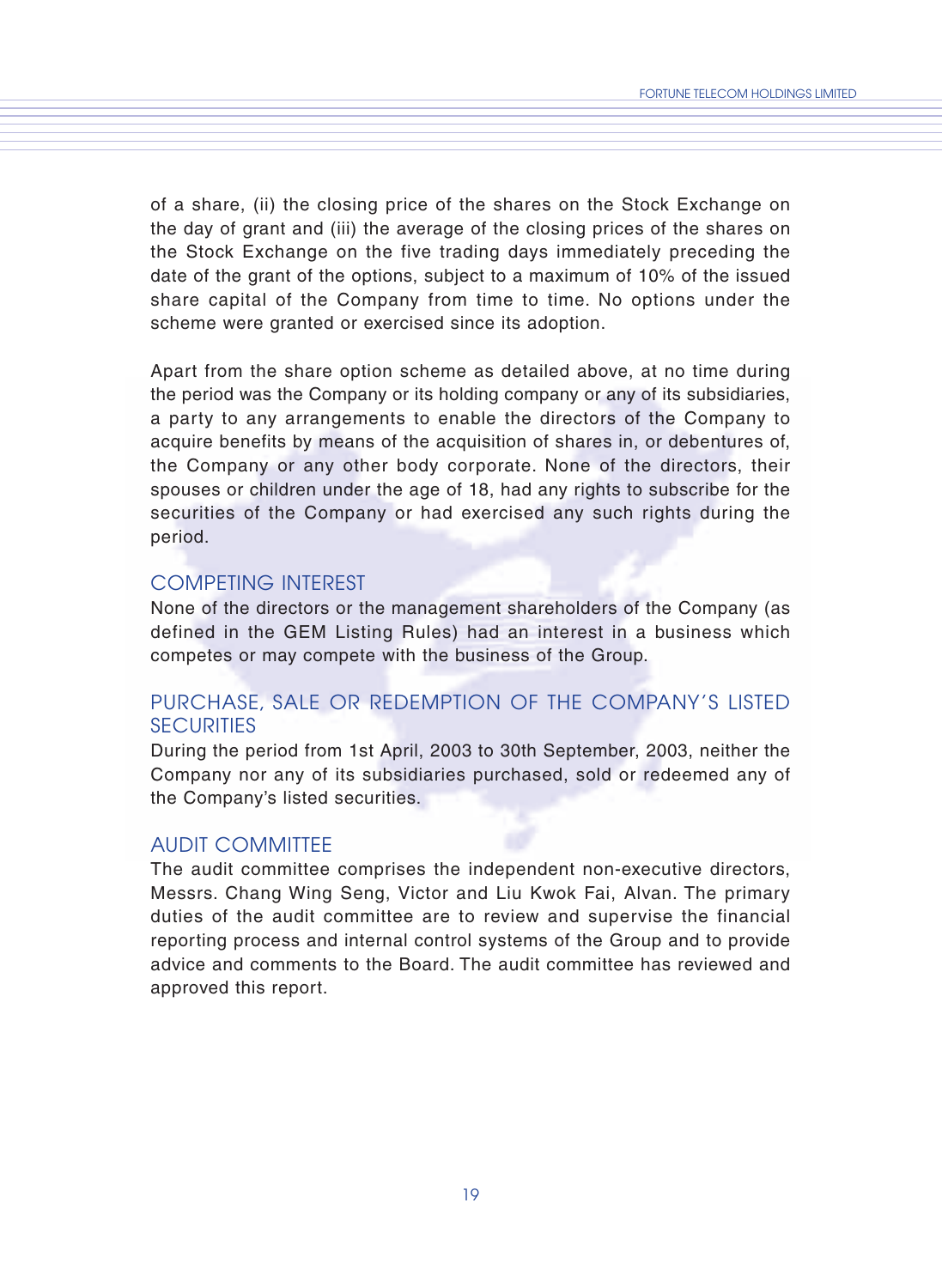of a share, (ii) the closing price of the shares on the Stock Exchange on the day of grant and (iii) the average of the closing prices of the shares on the Stock Exchange on the five trading days immediately preceding the date of the grant of the options, subject to a maximum of 10% of the issued share capital of the Company from time to time. No options under the scheme were granted or exercised since its adoption.

Apart from the share option scheme as detailed above, at no time during the period was the Company or its holding company or any of its subsidiaries, a party to any arrangements to enable the directors of the Company to acquire benefits by means of the acquisition of shares in, or debentures of, the Company or any other body corporate. None of the directors, their spouses or children under the age of 18, had any rights to subscribe for the securities of the Company or had exercised any such rights during the period.

## COMPETING INTEREST

None of the directors or the management shareholders of the Company (as defined in the GEM Listing Rules) had an interest in a business which competes or may compete with the business of the Group.

## PURCHASE, SALE OR REDEMPTION OF THE COMPANY'S LISTED SECURITIES

During the period from 1st April, 2003 to 30th September, 2003, neither the Company nor any of its subsidiaries purchased, sold or redeemed any of the Company's listed securities.

## AUDIT COMMITTEE

The audit committee comprises the independent non-executive directors, Messrs. Chang Wing Seng, Victor and Liu Kwok Fai, Alvan. The primary duties of the audit committee are to review and supervise the financial reporting process and internal control systems of the Group and to provide advice and comments to the Board. The audit committee has reviewed and approved this report.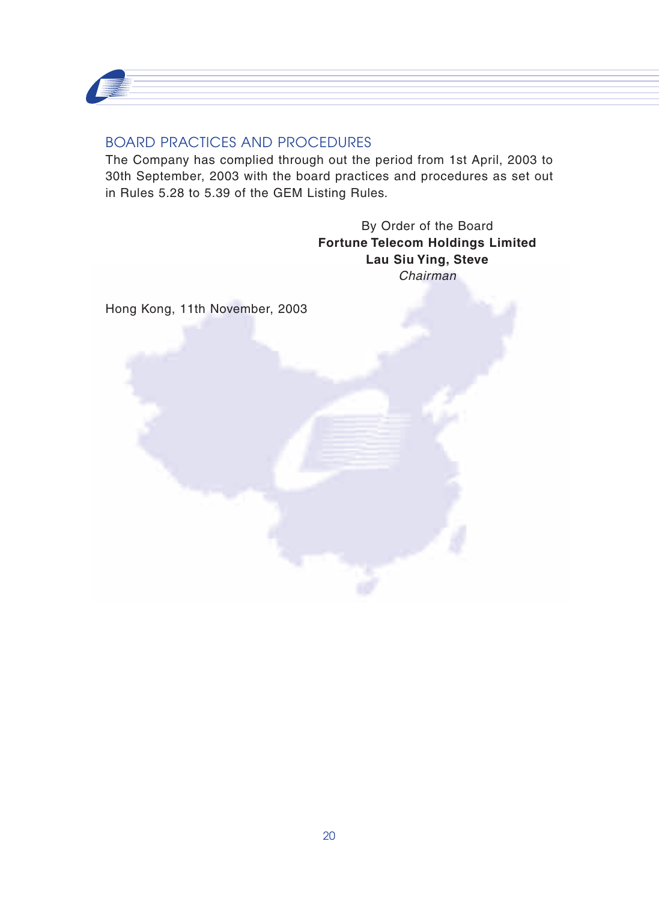## BOARD PRACTICES AND PROCEDURES

The Company has complied through out the period from 1st April, 2003 to 30th September, 2003 with the board practices and procedures as set out in Rules 5.28 to 5.39 of the GEM Listing Rules.

By Order of the Board
**Fortune Telecom Holdings Limited**
**Lau Siu Ying, Steve**
*Chairman*

Hong Kong, 11th November, 2003